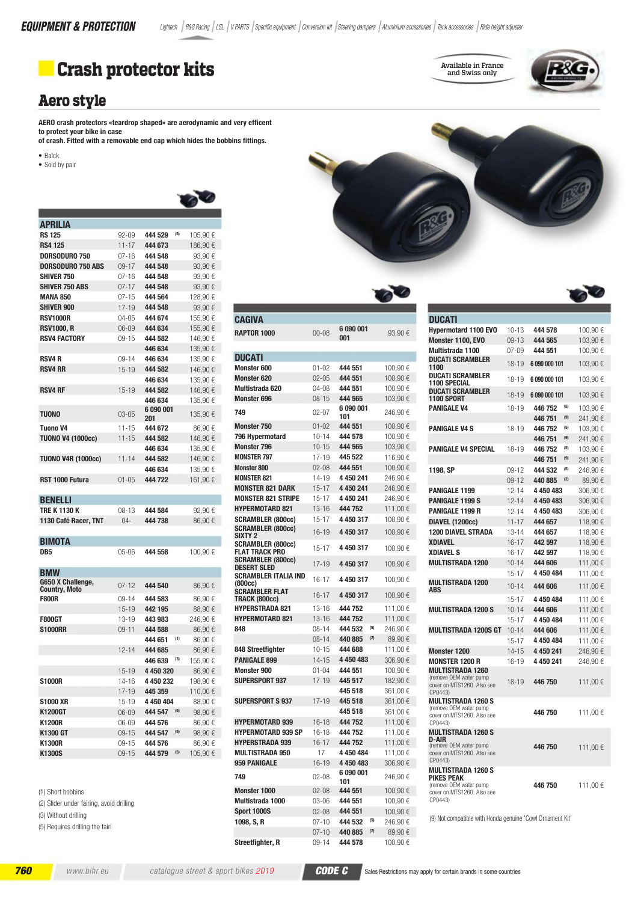# Crash protector kits

Available in France and Swiss only

## Aero style

**AERO crash protectors «teardrop shaped» are aerodynamic and very efficent to protect your bike in case of crash. Fitted with a removable end cap which hides the bobbins fittings.**

- Balck
- Sold by pair

| APRILIA | | | | |
|---|---|---|---|---|
| RS 125 | 92-09 | 444 529 | (5) | 105,90 € |
| RS4 125 | 11-17 | 444 673 | | 186,90 € |
| DORSODURO 750 | 07-16 | 444 548 | | 93,90 € |
| DORSODURO 750 ABS | 09-17 | 444 548 | | 93,90 € |
| SHIVER 750 | 07-16 | 444 548 | | 93,90 € |
| SHIVER 750 ABS | 07-17 | 444 548 | | 93,90 € |
| MANA 850 | 07-15 | 444 564 | | 128,90 € |
| SHIVER 900 | 17-19 | 444 548 | | 93,90 € |
| RSV1000R | 04-05 | 444 674 | | 155,90 € |
| RSV1000, R | 06-09 | 444 634 | | 155,90 € |
| RSV4 FACTORY | 09-15 | 444 582 | | 146,90 € |
| | | 446 634 | | 135,90 € |
| RSV4 R | 09-14 | 446 634 | | 135,90 € |
| RSV4 RR | 15-19 | 444 582 | | 146,90 € |
| | | 446 634 | | 135,90 € |
| RSV4 RF | 15-19 | 444 582 | | 146,90 € |
| | | 446 634 | | 135,90 € |
| TUONO | 03-05 | 6 090 001 201 | | 135,90 € |
| Tuono V4 | 11-15 | 444 672 | | 86,90 € |
| TUONO V4 (1000cc) | 11-15 | 444 582 | | 146,90 € |
| | | 446 634 | | 135,90 € |
| TUONO V4R (1000cc) | 11-14 | 444 582 | | 146,90 € |
| | | 446 634 | | 135,90 € |
| RST 1000 Futura | 01-05 | 444 722 | | 161,90 € |

| BENELLI | | | | |
|---|---|---|---|---|
| TRE K 1130 K | 08-13 | 444 584 | | 92,90 € |
| 1130 Café Racer, TNT | 04- | 444 738 | | 86,90 € |

| BIMOTA | | | | |
|---|---|---|---|---|
| DB5 | 05-06 | 444 558 | | 100,90 € |

| BMW | | | | |
|---|---|---|---|---|
| G650 X Challenge, Country, Moto | 07-12 | 444 540 | | 86,90 € |
| F800R | 09-14 | 444 583 | | 86,90 € |
| | 15-19 | 442 195 | | 88,90 € |
| F800GT | 13-19 | 443 983 | | 246,90 € |
| S1000RR | 09-11 | 444 588 | | 86,90 € |
| | | 444 651 | (1) | 86,90 € |
| | 12-14 | 444 685 | | 86,90 € |
| | | 446 639 | (3) | 155,90 € |
| | 15-19 | 4 450 320 | | 86,90 € |
| S1000R | 14-16 | 4 450 232 | | 198,90 € |
| | 17-19 | 445 359 | | 110,00 € |
| S1000 XR | 15-19 | 4 450 404 | | 88,90 € |
| K1200GT | 06-09 | 444 547 | (5) | 98,90 € |
| K1200R | 06-09 | 444 576 | | 86,90 € |
| K1300 GT | 09-15 | 444 547 | (5) | 98,90 € |
| K1300R | 09-15 | 444 576 | | 86,90 € |
| K1300S | 09-15 | 444 579 | (5) | 105,90 € |

(1) Short bobbins

(2) Slider under fairing, avoid drilling

(3) Without drilling

(5) Requires drilling the fairi

| CAGIVA | | | | |
|---|---|---|---|---|
| RAPTOR 1000 | 00-08 | 6 090 001 001 | | 93,90 € |

| DUCATI | | | | |
|---|---|---|---|---|
| Monster 600 | 01-02 | 444 551 | | 100,90 € |
| Monster 620 | 02-05 | 444 551 | | 100,90 € |
| Multistrada 620 | 04-08 | 444 551 | | 100,90 € |
| Monster 696 | 08-15 | 444 565 | | 103,90 € |
| 749 | 02-07 | 6 090 001 101 | | 246,90 € |
| Monster 750 | 01-02 | 444 551 | | 100,90 € |
| 796 Hypermotard | 10-14 | 444 578 | | 100,90 € |
| Monster 796 | 10-15 | 444 565 | | 103,90 € |
| MONSTER 797 | 17-19 | 445 522 | | 116,90 € |
| Monster 800 | 02-08 | 444 551 | | 100,90 € |
| MONSTER 821 | 14-19 | 4 450 241 | | 246,90 € |
| MONSTER 821 DARK | 15-17 | 4 450 241 | | 246,90 € |
| MONSTER 821 STRIPE | 15-17 | 4 450 241 | | 246,90 € |
| HYPERMOTARD 821 | 13-16 | 444 752 | | 111,00 € |
| SCRAMBLER (800cc) | 15-17 | 4 450 317 | | 100,90 € |
| SCRAMBLER (800cc) SIXTY 2 | 16-19 | 4 450 317 | | 100,90 € |
| SCRAMBLER (800cc) FLAT TRACK PRO | 15-17 | 4 450 317 | | 100,90 € |
| SCRAMBLER (800cc) DESERT SLED | 17-19 | 4 450 317 | | 100,90 € |
| SCRAMBLER ITALIA IND (800cc) | 16-17 | 4 450 317 | | 100,90 € |
| SCRAMBLER FLAT TRACK (800cc) | 16-17 | 4 450 317 | | 100,90 € |
| HYPERSTRADA 821 | 13-16 | 444 752 | | 111,00 € |
| HYPERMOTARD 821 | 13-16 | 444 752 | | 111,00 € |
| 848 | 08-14 | 444 532 | (5) | 246,90 € |
| | 08-14 | 440 885 | (2) | 89,90 € |
| 848 Streetfighter | 10-15 | 444 688 | | 111,00 € |
| PANIGALE 899 | 14-15 | 4 450 483 | | 306,90 € |
| Monster 900 | 01-04 | 444 551 | | 100,90 € |
| SUPERSPORT 937 | 17-19 | 445 517 | | 182,90 € |
| | | 445 518 | | 361,00 € |
| SUPERSPORT S 937 | 17-19 | 445 518 | | 361,00 € |
| | | 445 518 | | 361,00 € |
| HYPERMOTARD 939 | 16-18 | 444 752 | | 111,00 € |
| HYPERMOTARD 939 SP | 16-18 | 444 752 | | 111,00 € |
| HYPERSTRADA 939 | 16-17 | 444 752 | | 111,00 € |
| MULTISTRADA 950 | 17 | 4 450 484 | | 111,00 € |
| 959 PANIGALE | 16-19 | 4 450 483 | | 306,90 € |
| 749 | 02-08 | 6 090 001 101 | | 246,90 € |
| Monster 1000 | 02-08 | 444 551 | | 100,90 € |
| Multistrada 1000 | 03-06 | 444 551 | | 100,90 € |
| Sport 1000S | 02-08 | 444 551 | | 100,90 € |
| 1098, S, R | 07-10 | 444 532 | (5) | 246,90 € |
| | 07-10 | 440 885 | (2) | 89,90 € |
| Streetfighter, R | 09-14 | 444 578 | | 100,90 € |

| DUCATI | | | | |
|---|---|---|---|---|
| Hypermotard 1100 EVO | 10-13 | 444 578 | | 100,90 € |
| Monster 1100, EVO | 09-13 | 444 565 | | 103,90 € |
| Multistrada 1100 | 07-09 | 444 551 | | 100,90 € |
| DUCATI SCRAMBLER 1100 | 18-19 | 6 090 000 101 | | 103,90 € |
| DUCATI SCRAMBLER 1100 SPECIAL | 18-19 | 6 090 000 101 | | 103,90 € |
| DUCATI SCRAMBLER 1100 SPORT | 18-19 | 6 090 000 101 | | 103,90 € |
| PANIGALE V4 | 18-19 | 446 752 | (5) | 103,90 € |
| | | 446 751 | (9) | 241,90 € |
| PANIGALE V4 S | 18-19 | 446 752 | (5) | 103,90 € |
| | | 446 751 | (9) | 241,90 € |
| PANIGALE V4 SPECIAL | 18-19 | 446 752 | (5) | 103,90 € |
| | | 446 751 | (9) | 241,90 € |
| 1198, SP | 09-12 | 444 532 | (5) | 246,90 € |
| | 09-12 | 440 885 | (2) | 89,90 € |
| PANIGALE 1199 | 12-14 | 4 450 483 | | 306,90 € |
| PANIGALE 1199 S | 12-14 | 4 450 483 | | 306,90 € |
| PANIGALE 1199 R | 12-14 | 4 450 483 | | 306,90 € |
| DIAVEL (1200cc) | 11-17 | 444 657 | | 118,90 € |
| 1200 DIAVEL STRADA | 13-14 | 444 657 | | 118,90 € |
| XDIAVEL | 16-17 | 442 597 | | 118,90 € |
| XDIAVEL S | 16-17 | 442 597 | | 118,90 € |
| MULTISTRADA 1200 | 10-14 | 444 606 | | 111,00 € |
| | 15-17 | 4 450 484 | | 111,00 € |
| MULTISTRADA 1200 ABS | 10-14 | 444 606 | | 111,00 € |
| | 15-17 | 4 450 484 | | 111,00 € |
| MULTISTRADA 1200 S | 10-14 | 444 606 | | 111,00 € |
| | 15-17 | 4 450 484 | | 111,00 € |
| MULTISTRADA 1200S GT | 10-14 | 444 606 | | 111,00 € |
| | 15-17 | 4 450 484 | | 111,00 € |
| Monster 1200 | 14-15 | 4 450 241 | | 246,90 € |
| MONSTER 1200 R | 16-19 | 4 450 241 | | 246,90 € |
| MULTISTRADA 1260 (remove OEM water pump cover on MTS1260. Also see CP0443) | 18-19 | 446 750 | | 111,00 € |
| MULTISTRADA 1260 S (remove OEM water pump cover on MTS1260. Also see CP0443) | | 446 750 | | 111,00 € |
| MULTISTRADA 1260 S D-AIR (remove OEM water pump cover on MTS1260. Also see CP0443) | | 446 750 | | 111,00 € |
| MULTISTRADA 1260 S PIKES PEAK (remove OEM water pump cover on MTS1260. Also see CP0443) | | 446 750 | | 111,00 € |

(9) Not compatible with Honda genuine 'Cowl Ornament Kit'

CODE C — Sales Restrictions may apply for certain brands in some countries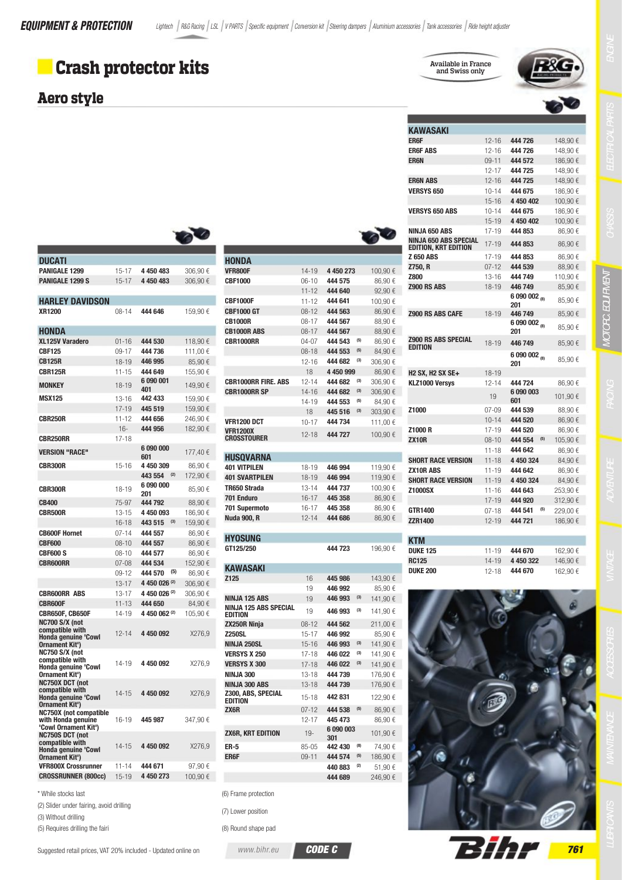# Crash protector kits

Available in France and Swiss only

## Aero style

| DUCATI | | | |
|---|---|---|---|
| PANIGALE 1299 | 15-17 | 4 450 483 | 306,90 € |
| PANIGALE 1299 S | 15-17 | 4 450 483 | 306,90 € |

| HARLEY DAVIDSON | | | |
|---|---|---|---|
| XR1200 | 08-14 | 444 646 | 159,90 € |

| HONDA | | | |
|---|---|---|---|
| XL125V Varadero | 01-16 | 444 530 | 118,90 € |
| CBF125 | 09-17 | 444 736 | 111,00 € |
| CB125R | 18-19 | 446 995 | 85,90 € |
| CBR125R | 11-15 | 444 649 | 155,90 € |
| MONKEY | 18-19 | 6 090 001 401 | 149,90 € |
| MSX125 | 13-16 | 442 433 | 159,90 € |
| | 17-19 | 445 519 | 159,90 € |
| CBR250R | 11-12 | 444 656 | 246,90 € |
| | 16- | 444 956 | 182,90 € |
| CBR250RR | 17-18 | | |
| VERSION "RACE" | | 6 090 000 601 | 177,40 € |
| CBR300R | 15-16 | 4 450 309 | 86,90 € |
| | | 443 554 (2) | 172,90 € |
| CBR300R | 18-19 | 6 090 000 201 | 85,90 € |
| CB400 | 75-97 | 444 792 | 88,90 € |
| CBR500R | 13-15 | 4 450 093 | 186,90 € |
| | 16-18 | 443 515 (3) | 159,90 € |
| CB600F Hornet | 07-14 | 444 557 | 86,90 € |
| CBF600 | 08-10 | 444 557 | 86,90 € |
| CBF600 S | 08-10 | 444 577 | 86,90 € |
| CBR600RR | 07-08 | 444 534 | 152,90 € |
| | 09-12 | 444 570 (5) | 86,90 € |
| | 13-17 | 4 450 026 (2) | 306,90 € |
| CBR600RR ABS | 13-17 | 4 450 026 (2) | 306,90 € |
| CBR600F | 11-13 | 444 650 | 84,90 € |
| CBR650F, CB650F | 14-19 | 4 450 062 (2) | 105,90 € |
| NC700 S/X (not compatible with Honda genuine 'Cowl Ornament Kit') | 12-14 | 4 450 092 | X276,9 |
| NC750 S/X (not compatible with Honda genuine 'Cowl Ornament Kit') | 14-19 | 4 450 092 | X276,9 |
| NC750X DCT (not compatible with Honda genuine 'Cowl Ornament Kit') | 14-15 | 4 450 092 | X276,9 |
| NC750X (not compatible with Honda genuine 'Cowl Ornament Kit') | 16-19 | 445 987 | 347,90 € |
| NC750S DCT (not compatible with Honda genuine 'Cowl Ornament Kit') | 14-15 | 4 450 092 | X276,9 |
| VFR800X Crossrunner | 11-14 | 444 671 | 97,90 € |
| CROSSRUNNER (800cc) | 15-19 | 4 450 273 | 100,90 € |

| HONDA | | | |
|---|---|---|---|
| VFR800F | 14-19 | 4 450 273 | 100,90 € |
| CBF1000 | 06-10 | 444 575 | 86,90 € |
| | 11-12 | 444 640 | 92,90 € |
| CBF1000F | 11-12 | 444 641 | 100,90 € |
| CBF1000 GT | 08-12 | 444 563 | 86,90 € |
| CB1000R | 08-17 | 444 567 | 88,90 € |
| CB1000R ABS | 08-17 | 444 567 | 88,90 € |
| CBR1000RR | 04-07 | 444 543 (5) | 86,90 € |
| | 08-18 | 444 553 (5) | 84,90 € |
| | 12-16 | 444 682 (3) | 306,90 € |
| | 18 | 4 450 999 | 86,90 € |
| CBR1000RR FIRE. ABS | 12-14 | 444 682 (3) | 306,90 € |
| CBR1000RR SP | 14-16 | 444 682 (3) | 306,90 € |
| | 14-19 | 444 553 (5) | 84,90 € |
| | 18 | 445 516 (3) | 303,90 € |
| VFR1200 DCT | 10-17 | 444 734 | 111,00 € |
| VFR1200X CROSSTOURER | 12-18 | 444 727 | 100,90 € |

| HUSQVARNA | | | |
|---|---|---|---|
| 401 VITPILEN | 18-19 | 446 994 | 119,90 € |
| 401 SVARTPILEN | 18-19 | 446 994 | 119,90 € |
| TR650 Strada | 13-14 | 444 737 | 100,90 € |
| 701 Enduro | 16-17 | 445 358 | 86,90 € |
| 701 Supermoto | 16-17 | 445 358 | 86,90 € |
| Nuda 900, R | 12-14 | 444 686 | 86,90 € |

| HYOSUNG | | | |
|---|---|---|---|
| GT125/250 | | 444 723 | 196,90 € |

| KAWASAKI | | | |
|---|---|---|---|
| Z125 | 16 | 445 986 | 143,90 € |
| | 19 | 446 992 | 85,90 € |
| NINJA 125 ABS | 19 | 446 993 (3) | 141,90 € |
| NINJA 125 ABS SPECIAL EDITION | 19 | 446 993 (3) | 141,90 € |
| ZX250R Ninja | 08-12 | 444 562 | 211,00 € |
| Z250SL | 15-17 | 446 992 | 85,90 € |
| NINJA 250SL | 15-16 | 446 993 (3) | 141,90 € |
| VERSYS X 250 | 17-18 | 446 022 (3) | 141,90 € |
| VERSYS X 300 | 17-18 | 446 022 (3) | 141,90 € |
| NINJA 300 | 13-18 | 444 739 | 176,90 € |
| NINJA 300 ABS | 13-18 | 444 739 | 176,90 € |
| Z300, ABS, SPECIAL EDITION | 15-18 | 442 831 | 122,90 € |
| ZX6R | 07-12 | 444 538 (5) | 86,90 € |
| | 12-17 | 445 473 | 86,90 € |
| ZX6R, KRT EDITION | 19- | 6 090 003 301 | 101,90 € |
| ER-5 | 85-05 | 442 430 (8) | 74,90 € |
| ER6F | 09-11 | 444 574 (5) | 186,90 € |
| | | 440 883 (2) | 51,90 € |
| | | 444 689 | 246,90 € |

| KAWASAKI | | | |
|---|---|---|---|
| ER6F | 12-16 | 444 726 | 148,90 € |
| ER6F ABS | 12-16 | 444 726 | 148,90 € |
| ER6N | 09-11 | 444 572 | 186,90 € |
| | 12-17 | 444 725 | 148,90 € |
| ER6N ABS | 12-16 | 444 725 | 148,90 € |
| VERSYS 650 | 10-14 | 444 675 | 186,90 € |
| | 15-16 | 4 450 402 | 100,90 € |
| VERSYS 650 ABS | 10-14 | 444 675 | 186,90 € |
| | 15-19 | 4 450 402 | 100,90 € |
| NINJA 650 ABS | 17-19 | 444 853 | 86,90 € |
| NINJA 650 ABS SPECIAL EDITION, KRT EDITION | 17-19 | 444 853 | 86,90 € |
| Z 650 ABS | 17-19 | 444 853 | 86,90 € |
| Z750, R | 07-12 | 444 539 | 88,90 € |
| Z800 | 13-16 | 444 749 | 110,90 € |
| Z900 RS ABS | 18-19 | 446 749 | 85,90 € |
| | | 6 090 002 201 (8) | 85,90 € |
| Z900 RS ABS CAFE | 18-19 | 446 749 | 85,90 € |
| | | 6 090 002 201 (8) | 85,90 € |
| Z900 RS ABS SPECIAL EDITION | 18-19 | 446 749 | 85,90 € |
| | | 6 090 002 201 (8) | 85,90 € |
| H2 SX, H2 SX SE+ | 18-19 | | |
| KLZ1000 Versys | 12-14 | 444 724 | 86,90 € |
| | 19 | 6 090 003 601 | 101,90 € |
| Z1000 | 07-09 | 444 539 | 88,90 € |
| | 10-14 | 444 520 | 86,90 € |
| Z1000 R | 17-19 | 444 520 | 86,90 € |
| ZX10R | 08-10 | 444 554 (5) | 105,90 € |
| | 11-18 | 444 642 | 86,90 € |
| SHORT RACE VERSION | 11-18 | 4 450 324 | 84,90 € |
| ZX10R ABS | 11-19 | 444 642 | 86,90 € |
| SHORT RACE VERSION | 11-19 | 4 450 324 | 84,90 € |
| Z1000SX | 11-16 | 444 643 | 253,90 € |
| | 17-19 | 444 920 | 312,90 € |
| GTR1400 | 07-18 | 444 541 (5) | 229,00 € |
| ZZR1400 | 12-19 | 444 721 | 186,90 € |

| KTM | | | |
|---|---|---|---|
| DUKE 125 | 11-19 | 444 670 | 162,90 € |
| RC125 | 14-19 | 4 450 322 | 146,90 € |
| DUKE 200 | 12-18 | 444 670 | 162,90 € |

\* While stocks last

(2) Slider under fairing, avoid drilling

(3) Without drilling

(5) Requires drilling the fairi

(6) Frame protection

(7) Lower position

(8) Round shape pad

Suggested retail prices, VAT 20% included - Updated online on www.bihr.eu

CODE C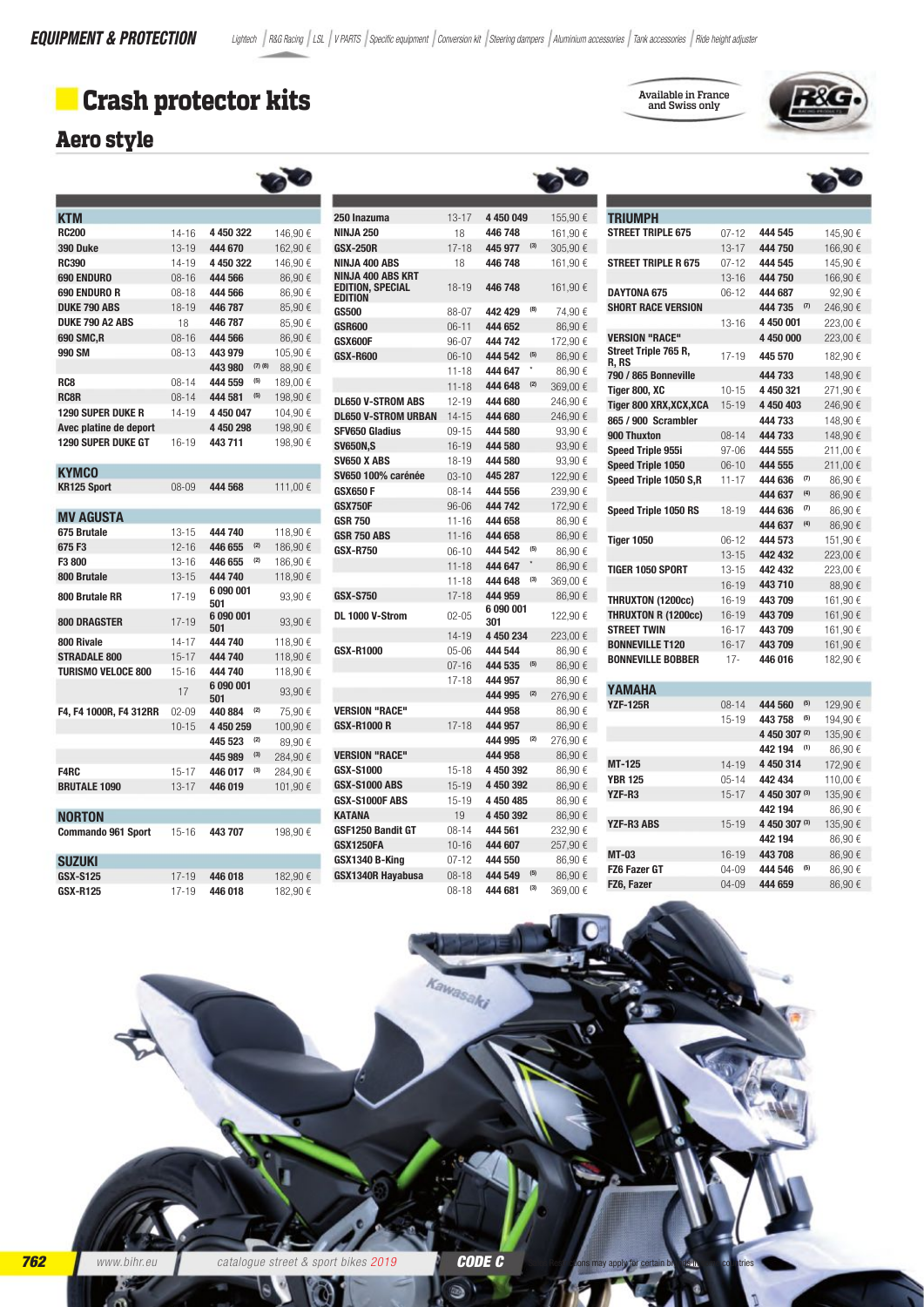# Crash protector kits

Available in France and Swiss only

## Aero style

| Model | Years | Ref. | Note | Price |
|---|---|---|---|---|
| **KTM** | | | | |
| RC200 | 14-16 | 4 450 322 | | 146,90 € |
| 390 Duke | 13-19 | 444 670 | | 162,90 € |
| RC390 | 14-19 | 4 450 322 | | 146,90 € |
| 690 ENDURO | 08-16 | 444 566 | | 86,90 € |
| 690 ENDURO R | 08-18 | 444 566 | | 86,90 € |
| DUKE 790 ABS | 18-19 | 446 787 | | 85,90 € |
| DUKE 790 A2 ABS | 18 | 446 787 | | 85,90 € |
| 690 SMC,R | 08-16 | 444 566 | | 86,90 € |
| 990 SM | 08-13 | 443 979 | | 105,90 € |
| | | 443 980 | (7) (8) | 88,90 € |
| RC8 | 08-14 | 444 559 | (5) | 189,00 € |
| RC8R | 08-14 | 444 581 | (5) | 198,90 € |
| 1290 SUPER DUKE R | 14-19 | 4 450 047 | | 104,90 € |
| Avec platine de deport | | 4 450 298 | | 198,90 € |
| 1290 SUPER DUKE GT | 16-19 | 443 711 | | 198,90 € |
| **KYMCO** | | | | |
| KR125 Sport | 08-09 | 444 568 | | 111,00 € |
| **MV AGUSTA** | | | | |
| 675 Brutale | 13-15 | 444 740 | | 118,90 € |
| 675 F3 | 12-16 | 446 655 | (2) | 186,90 € |
| F3 800 | 13-16 | 446 655 | (2) | 186,90 € |
| 800 Brutale | 13-15 | 444 740 | | 118,90 € |
| 800 Brutale RR | 17-19 | 6 090 001 501 | | 93,90 € |
| 800 DRAGSTER | 17-19 | 6 090 001 501 | | 93,90 € |
| 800 Rivale | 14-17 | 444 740 | | 118,90 € |
| STRADALE 800 | 15-17 | 444 740 | | 118,90 € |
| TURISMO VELOCE 800 | 15-16 | 444 740 | | 118,90 € |
| | 17 | 6 090 001 501 | | 93,90 € |
| F4, F4 1000R, F4 312RR | 02-09 | 440 884 | (2) | 75,90 € |
| | 10-15 | 4 450 259 | | 100,90 € |
| | | 445 523 | (2) | 89,90 € |
| | | 445 989 | (3) | 284,90 € |
| F4RC | 15-17 | 446 017 | (3) | 284,90 € |
| BRUTALE 1090 | 13-17 | 446 019 | | 101,90 € |
| **NORTON** | | | | |
| Commando 961 Sport | 15-16 | 443 707 | | 198,90 € |
| **SUZUKI** | | | | |
| GSX-S125 | 17-19 | 446 018 | | 182,90 € |
| GSX-R125 | 17-19 | 446 018 | | 182,90 € |
| 250 Inazuma | 13-17 | 4 450 049 | | 155,90 € |
| NINJA 250 | 18 | 446 748 | | 161,90 € |
| GSX-250R | 17-18 | 445 977 | (3) | 305,90 € |
| NINJA 400 ABS | 18 | 446 748 | | 161,90 € |
| NINJA 400 ABS KRT EDITION, SPECIAL EDITION | 18-19 | 446 748 | | 161,90 € |
| GS500 | 88-07 | 442 429 | (8) | 74,90 € |
| GSR600 | 06-11 | 444 652 | | 86,90 € |
| GSX600F | 96-07 | 444 742 | | 172,90 € |
| GSX-R600 | 06-10 | 444 542 | (5) | 86,90 € |
| | 11-18 | 444 647 | * | 86,90 € |
| | 11-18 | 444 648 | (2) | 369,00 € |
| DL650 V-STROM ABS | 12-19 | 444 680 | | 246,90 € |
| DL650 V-STROM URBAN | 14-15 | 444 680 | | 246,90 € |
| SFV650 Gladius | 09-15 | 444 580 | | 93,90 € |
| SV650N,S | 16-19 | 444 580 | | 93,90 € |
| SV650 X ABS | 18-19 | 444 580 | | 93,90 € |
| SV650 100% carénée | 03-10 | 445 287 | | 122,90 € |
| GSX650 F | 08-14 | 444 556 | | 239,90 € |
| GSX750F | 96-06 | 444 742 | | 172,90 € |
| GSR 750 | 11-16 | 444 658 | | 86,90 € |
| GSR 750 ABS | 11-16 | 444 658 | | 86,90 € |
| GSX-R750 | 06-10 | 444 542 | (5) | 86,90 € |
| | 11-18 | 444 647 | * | 86,90 € |
| | 11-18 | 444 648 | (3) | 369,00 € |
| GSX-S750 | 17-18 | 444 959 | | 86,90 € |
| DL 1000 V-Strom | 02-05 | 6 090 001 301 | | 122,90 € |
| | 14-19 | 4 450 234 | | 223,00 € |
| GSX-R1000 | 05-06 | 444 544 | | 86,90 € |
| | 07-16 | 444 535 | (5) | 86,90 € |
| | 17-18 | 444 957 | | 86,90 € |
| | | 444 995 | (2) | 276,90 € |
| VERSION "RACE" | | 444 958 | | 86,90 € |
| GSX-R1000 R | 17-18 | 444 957 | | 86,90 € |
| | | 444 995 | (2) | 276,90 € |
| VERSION "RACE" | | 444 958 | | 86,90 € |
| GSX-S1000 | 15-18 | 4 450 392 | | 86,90 € |
| GSX-S1000 ABS | 15-19 | 4 450 392 | | 86,90 € |
| GSX-S1000F ABS | 15-19 | 4 450 485 | | 86,90 € |
| KATANA | 19 | 4 450 392 | | 86,90 € |
| GSF1250 Bandit GT | 08-14 | 444 561 | | 232,90 € |
| GSX1250FA | 10-16 | 444 607 | | 257,90 € |
| GSX1340 B-King | 07-12 | 444 550 | | 86,90 € |
| GSX1340R Hayabusa | 08-18 | 444 549 | (5) | 86,90 € |
| | 08-18 | 444 681 | (3) | 369,00 € |
| **TRIUMPH** | | | | |
| STREET TRIPLE 675 | 07-12 | 444 545 | | 145,90 € |
| | 13-17 | 444 750 | | 166,90 € |
| STREET TRIPLE R 675 | 07-12 | 444 545 | | 145,90 € |
| | 13-16 | 444 750 | | 166,90 € |
| DAYTONA 675 | 06-12 | 444 687 | | 92,90 € |
| SHORT RACE VERSION | | 444 735 | (7) | 246,90 € |
| | 13-16 | 4 450 001 | | 223,00 € |
| VERSION "RACE" | | 4 450 000 | | 223,00 € |
| Street Triple 765 R, R, RS | 17-19 | 445 570 | | 182,90 € |
| 790 / 865 Bonneville | | 444 733 | | 148,90 € |
| Tiger 800, XC | 10-15 | 4 450 321 | | 271,90 € |
| Tiger 800 XRX,XCX,XCA | 15-19 | 4 450 403 | | 246,90 € |
| 865 / 900 Scrambler | | 444 733 | | 148,90 € |
| 900 Thuxton | 08-14 | 444 733 | | 148,90 € |
| Speed Triple 955i | 97-06 | 444 555 | | 211,00 € |
| Speed Triple 1050 | 06-10 | 444 555 | | 211,00 € |
| Speed Triple 1050 S,R | 11-17 | 444 636 | (7) | 86,90 € |
| | | 444 637 | (4) | 86,90 € |
| Speed Triple 1050 RS | 18-19 | 444 636 | (7) | 86,90 € |
| | | 444 637 | (4) | 86,90 € |
| Tiger 1050 | 06-12 | 444 573 | | 151,90 € |
| | 13-15 | 442 432 | | 223,00 € |
| TIGER 1050 SPORT | 13-15 | 442 432 | | 223,00 € |
| | 16-19 | 443 710 | | 88,90 € |
| THRUXTON (1200cc) | 16-19 | 443 709 | | 161,90 € |
| THRUXTON R (1200cc) | 16-19 | 443 709 | | 161,90 € |
| STREET TWIN | 16-17 | 443 709 | | 161,90 € |
| BONNEVILLE T120 | 16-17 | 443 709 | | 161,90 € |
| BONNEVILLE BOBBER | 17- | 446 016 | | 182,90 € |
| **YAMAHA** | | | | |
| YZF-125R | 08-14 | 444 560 | (5) | 129,90 € |
| | 15-19 | 443 758 | (5) | 194,90 € |
| | | 4 450 307 | (2) | 135,90 € |
| | | 442 194 | (1) | 86,90 € |
| MT-125 | 14-19 | 4 450 314 | | 172,90 € |
| YBR 125 | 05-14 | 442 434 | | 110,00 € |
| YZF-R3 | 15-17 | 4 450 307 | (3) | 135,90 € |
| | | 442 194 | | 86,90 € |
| YZF-R3 ABS | 15-19 | 4 450 307 | (3) | 135,90 € |
| | | 442 194 | | 86,90 € |
| MT-03 | 16-19 | 443 708 | | 86,90 € |
| FZ6 Fazer GT | 04-09 | 444 546 | (5) | 86,90 € |
| FZ6, Fazer | 04-09 | 444 659 | | 86,90 € |

Restrictions may apply for certain brands in some countries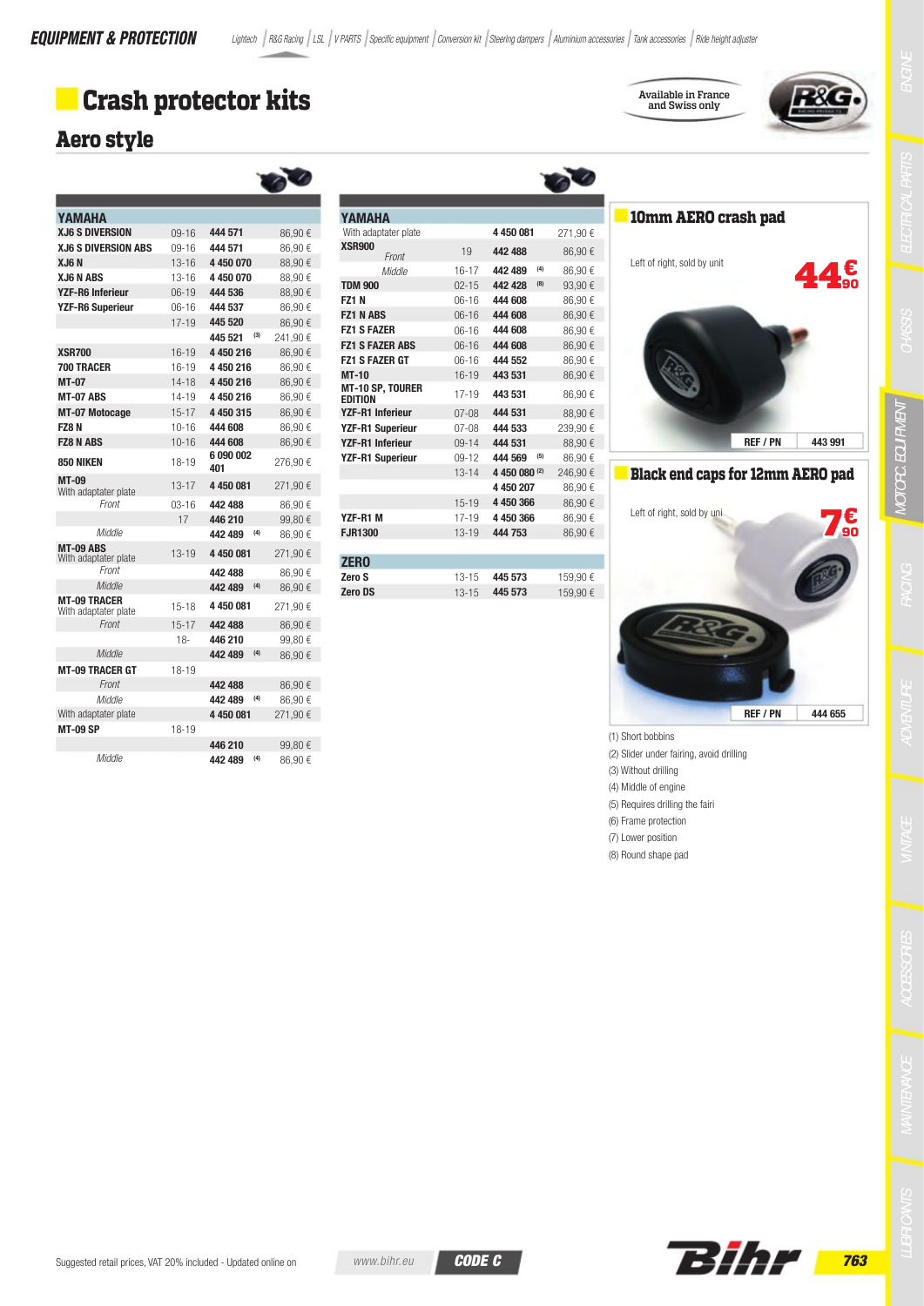# Crash protector kits

Available in France and Swiss only

## Aero style

| YAMAHA | | | | |
|---|---|---|---|---|
| XJ6 S DIVERSION | 09-16 | 444 571 | | 86,90 € |
| XJ6 S DIVERSION ABS | 09-16 | 444 571 | | 86,90 € |
| XJ6 N | 13-16 | 4 450 070 | | 88,90 € |
| XJ6 N ABS | 13-16 | 4 450 070 | | 88,90 € |
| YZF-R6 Inferieur | 06-19 | 444 536 | | 88,90 € |
| YZF-R6 Superieur | 06-16 | 444 537 | | 86,90 € |
| | 17-19 | 445 520 | | 86,90 € |
| | | 445 521 | (3) | 241,90 € |
| XSR700 | 16-19 | 4 450 216 | | 86,90 € |
| 700 TRACER | 16-19 | 4 450 216 | | 86,90 € |
| MT-07 | 14-18 | 4 450 216 | | 86,90 € |
| MT-07 ABS | 14-19 | 4 450 216 | | 86,90 € |
| MT-07 Motocage | 15-17 | 4 450 315 | | 86,90 € |
| FZ8 N | 10-16 | 444 608 | | 86,90 € |
| FZ8 N ABS | 10-16 | 444 608 | | 86,90 € |
| 850 NIKEN | 18-19 | 6 090 002 401 | | 276,90 € |
| MT-09 With adaptater plate | 13-17 | 4 450 081 | | 271,90 € |
| Front | 03-16 | 442 488 | | 86,90 € |
| | 17 | 446 210 | | 99,80 € |
| Middle | | 442 489 | (4) | 86,90 € |
| MT-09 ABS With adaptater plate | 13-19 | 4 450 081 | | 271,90 € |
| Front | | 442 488 | | 86,90 € |
| Middle | | 442 489 | (4) | 86,90 € |
| MT-09 TRACER With adaptater plate | 15-18 | 4 450 081 | | 271,90 € |
| Front | 15-17 | 442 488 | | 86,90 € |
| | 18- | 446 210 | | 99,80 € |
| Middle | | 442 489 | (4) | 86,90 € |
| MT-09 TRACER GT | 18-19 | | | |
| Front | | 442 488 | | 86,90 € |
| Middle | | 442 489 | (4) | 86,90 € |
| With adaptater plate | | 4 450 081 | | 271,90 € |
| MT-09 SP | 18-19 | | | |
| | | 446 210 | | 99,80 € |
| Middle | | 442 489 | (4) | 86,90 € |

| YAMAHA | | | | |
|---|---|---|---|---|
| With adaptater plate | | 4 450 081 | | 271,90 € |
| XSR900 Front | 19 | 442 488 | | 86,90 € |
| Middle | 16-17 | 442 489 | (4) | 86,90 € |
| TDM 900 | 02-15 | 442 428 | (8) | 93,90 € |
| FZ1 N | 06-16 | 444 608 | | 86,90 € |
| FZ1 N ABS | 06-16 | 444 608 | | 86,90 € |
| FZ1 S FAZER | 06-16 | 444 608 | | 86,90 € |
| FZ1 S FAZER ABS | 06-16 | 444 608 | | 86,90 € |
| FZ1 S FAZER GT | 06-16 | 444 552 | | 86,90 € |
| MT-10 | 16-19 | 443 531 | | 86,90 € |
| MT-10 SP, TOURER EDITION | 17-19 | 443 531 | | 86,90 € |
| YZF-R1 Inferieur | 07-08 | 444 531 | | 88,90 € |
| YZF-R1 Superieur | 07-08 | 444 533 | | 239,90 € |
| YZF-R1 Inferieur | 09-14 | 444 531 | | 88,90 € |
| YZF-R1 Superieur | 09-12 | 444 569 | (5) | 86,90 € |
| | 13-14 | 4 450 080 | (2) | 246,90 € |
| | | 4 450 207 | | 86,90 € |
| | 15-19 | 4 450 366 | | 86,90 € |
| YZF-R1 M | 17-19 | 4 450 366 | | 86,90 € |
| FJR1300 | 13-19 | 444 753 | | 86,90 € |

| ZERO | | | |
|---|---|---|---|
| Zero S | 13-15 | 445 573 | 159,90 € |
| Zero DS | 13-15 | 445 573 | 159,90 € |

### 10mm AERO crash pad

Left of right, sold by unit

44€90

REF / PN 443 991

### Black end caps for 12mm AERO pad

Left of right, sold by uni

7€90

REF / PN 444 655

(1) Short bobbins
(2) Slider under fairing, avoid drilling
(3) Without drilling
(4) Middle of engine
(5) Requires drilling the fairi
(6) Frame protection
(7) Lower position
(8) Round shape pad

Suggested retail prices, VAT 20% included - Updated online on www.bihr.eu CODE C